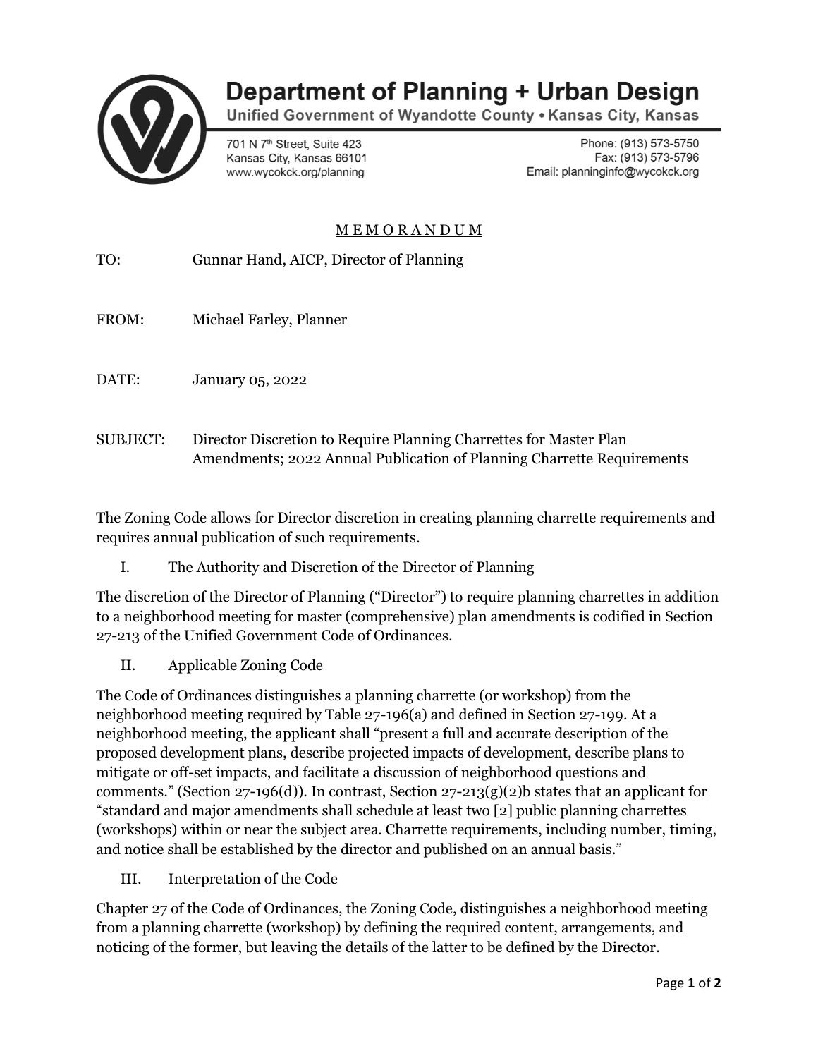# Department of Planning + Urban Design

Unified Government of Wyandotte County • Kansas City, Kansas

701 N 7th Street, Suite 423
Kansas City, Kansas 66101
www.wycokck.org/planning

Phone: (913) 573-5750
Fax: (913) 573-5796
Email: planninginfo@wycokck.org

## M E M O R A N D U M

TO: Gunnar Hand, AICP, Director of Planning

FROM: Michael Farley, Planner

DATE: January 05, 2022

SUBJECT: Director Discretion to Require Planning Charrettes for Master Plan Amendments; 2022 Annual Publication of Planning Charrette Requirements

The Zoning Code allows for Director discretion in creating planning charrette requirements and requires annual publication of such requirements.

### I. The Authority and Discretion of the Director of Planning

The discretion of the Director of Planning ("Director") to require planning charrettes in addition to a neighborhood meeting for master (comprehensive) plan amendments is codified in Section 27-213 of the Unified Government Code of Ordinances.

### II. Applicable Zoning Code

The Code of Ordinances distinguishes a planning charrette (or workshop) from the neighborhood meeting required by Table 27-196(a) and defined in Section 27-199. At a neighborhood meeting, the applicant shall "present a full and accurate description of the proposed development plans, describe projected impacts of development, describe plans to mitigate or off-set impacts, and facilitate a discussion of neighborhood questions and comments." (Section 27-196(d)). In contrast, Section 27-213(g)(2)b states that an applicant for "standard and major amendments shall schedule at least two [2] public planning charrettes (workshops) within or near the subject area. Charrette requirements, including number, timing, and notice shall be established by the director and published on an annual basis."

### III. Interpretation of the Code

Chapter 27 of the Code of Ordinances, the Zoning Code, distinguishes a neighborhood meeting from a planning charrette (workshop) by defining the required content, arrangements, and noticing of the former, but leaving the details of the latter to be defined by the Director.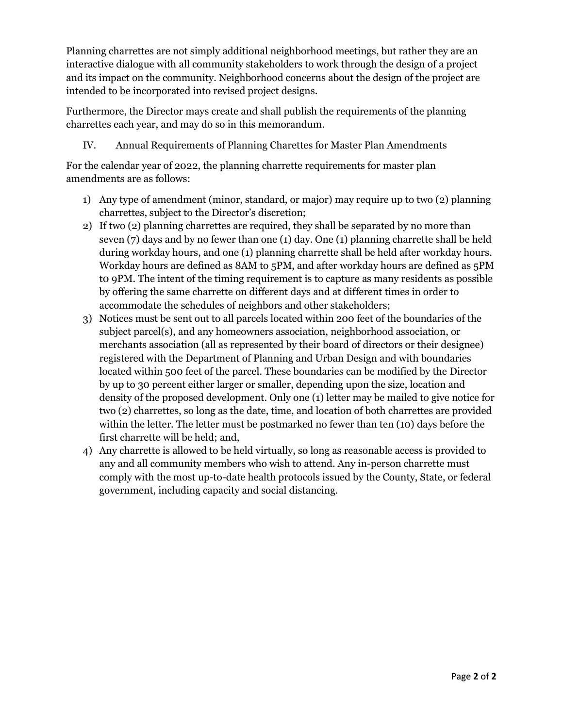Planning charrettes are not simply additional neighborhood meetings, but rather they are an interactive dialogue with all community stakeholders to work through the design of a project and its impact on the community. Neighborhood concerns about the design of the project are intended to be incorporated into revised project designs.

Furthermore, the Director mays create and shall publish the requirements of the planning charrettes each year, and may do so in this memorandum.

## IV. Annual Requirements of Planning Charettes for Master Plan Amendments

For the calendar year of 2022, the planning charrette requirements for master plan amendments are as follows:

1) Any type of amendment (minor, standard, or major) may require up to two (2) planning charrettes, subject to the Director's discretion;
2) If two (2) planning charrettes are required, they shall be separated by no more than seven (7) days and by no fewer than one (1) day. One (1) planning charrette shall be held during workday hours, and one (1) planning charrette shall be held after workday hours. Workday hours are defined as 8AM to 5PM, and after workday hours are defined as 5PM t0 9PM. The intent of the timing requirement is to capture as many residents as possible by offering the same charrette on different days and at different times in order to accommodate the schedules of neighbors and other stakeholders;
3) Notices must be sent out to all parcels located within 200 feet of the boundaries of the subject parcel(s), and any homeowners association, neighborhood association, or merchants association (all as represented by their board of directors or their designee) registered with the Department of Planning and Urban Design and with boundaries located within 500 feet of the parcel. These boundaries can be modified by the Director by up to 30 percent either larger or smaller, depending upon the size, location and density of the proposed development. Only one (1) letter may be mailed to give notice for two (2) charrettes, so long as the date, time, and location of both charrettes are provided within the letter. The letter must be postmarked no fewer than ten (10) days before the first charrette will be held; and,
4) Any charrette is allowed to be held virtually, so long as reasonable access is provided to any and all community members who wish to attend. Any in-person charrette must comply with the most up-to-date health protocols issued by the County, State, or federal government, including capacity and social distancing.